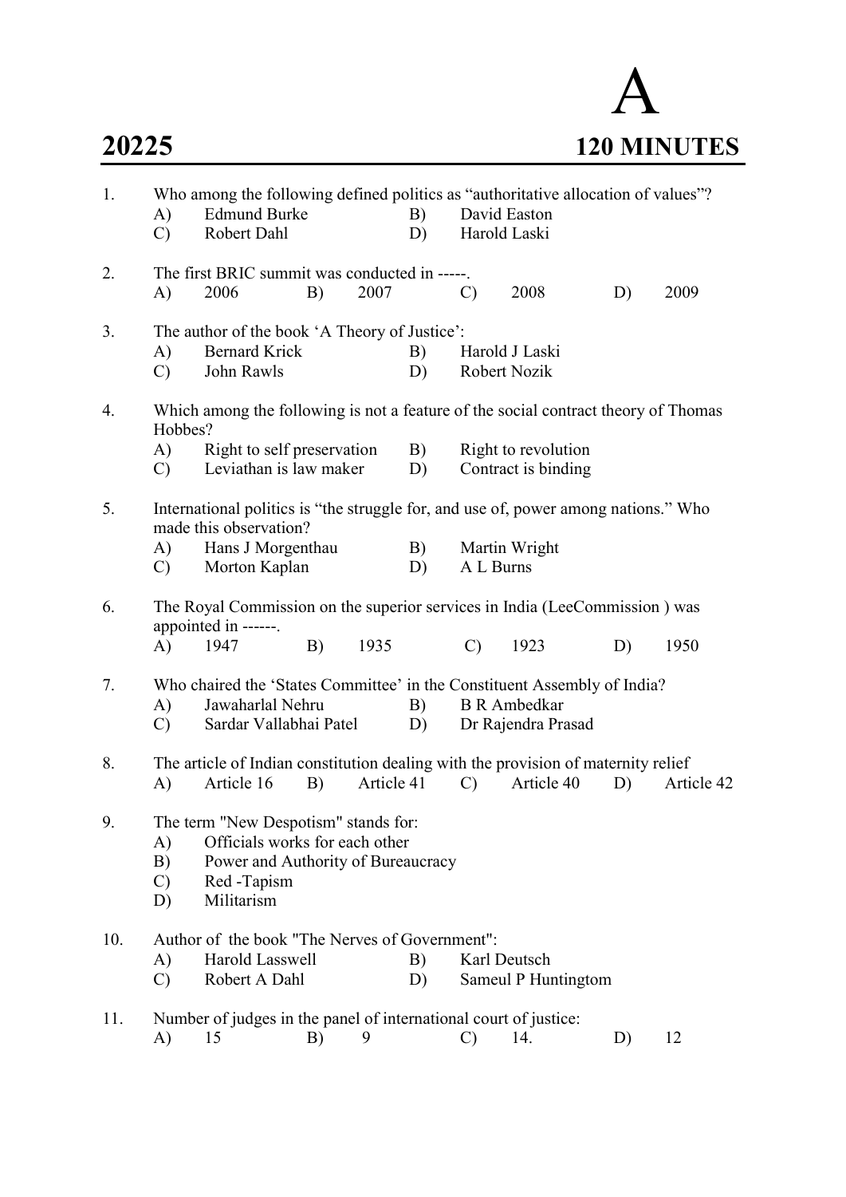**20225** **A** **120 MINUTES**

1. Who among the following defined politics as "authoritative allocation of values"?
   A) Edmund Burke B) David Easton
   C) Robert Dahl D) Harold Laski

2. The first BRIC summit was conducted in -----.
   A) 2006 B) 2007 C) 2008 D) 2009

3. The author of the book 'A Theory of Justice':
   A) Bernard Krick B) Harold J Laski
   C) John Rawls D) Robert Nozik

4. Which among the following is not a feature of the social contract theory of Thomas Hobbes?
   A) Right to self preservation B) Right to revolution
   C) Leviathan is law maker D) Contract is binding

5. International politics is "the struggle for, and use of, power among nations." Who made this observation?
   A) Hans J Morgenthau B) Martin Wright
   C) Morton Kaplan D) A L Burns

6. The Royal Commission on the superior services in India (LeeCommission ) was appointed in ------.
   A) 1947 B) 1935 C) 1923 D) 1950

7. Who chaired the 'States Committee' in the Constituent Assembly of India?
   A) Jawaharlal Nehru B) B R Ambedkar
   C) Sardar Vallabhai Patel D) Dr Rajendra Prasad

8. The article of Indian constitution dealing with the provision of maternity relief
   A) Article 16 B) Article 41 C) Article 40 D) Article 42

9. The term "New Despotism" stands for:
   A) Officials works for each other
   B) Power and Authority of Bureaucracy
   C) Red -Tapism
   D) Militarism

10. Author of the book "The Nerves of Government":
    A) Harold Lasswell B) Karl Deutsch
    C) Robert A Dahl D) Sameul P Huntingtom

11. Number of judges in the panel of international court of justice:
    A) 15 B) 9 C) 14. D) 12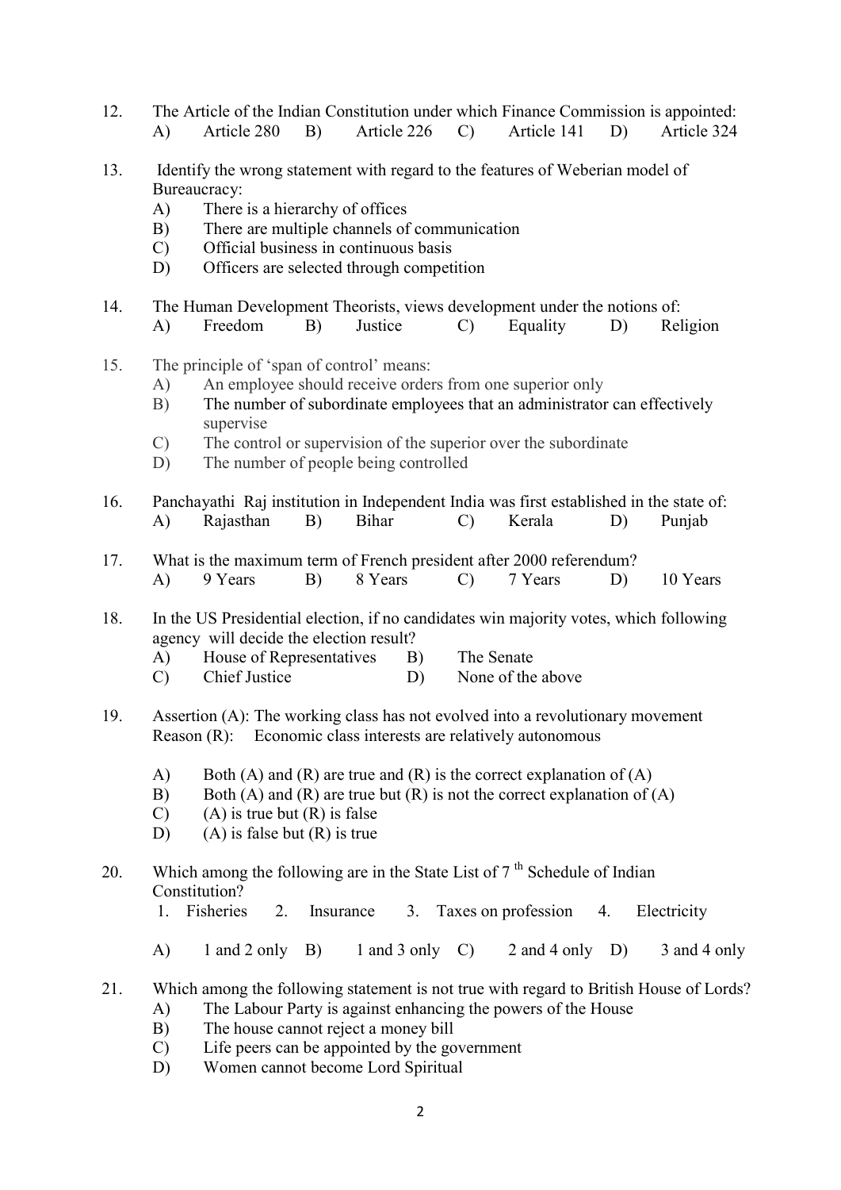12. The Article of the Indian Constitution under which Finance Commission is appointed:
    A) Article 280 B) Article 226 C) Article 141 D) Article 324

13. Identify the wrong statement with regard to the features of Weberian model of Bureaucracy:
    A) There is a hierarchy of offices
    B) There are multiple channels of communication
    C) Official business in continuous basis
    D) Officers are selected through competition

14. The Human Development Theorists, views development under the notions of:
    A) Freedom B) Justice C) Equality D) Religion

15. The principle of 'span of control' means:
    A) An employee should receive orders from one superior only
    B) The number of subordinate employees that an administrator can effectively supervise
    C) The control or supervision of the superior over the subordinate
    D) The number of people being controlled

16. Panchayathi Raj institution in Independent India was first established in the state of:
    A) Rajasthan B) Bihar C) Kerala D) Punjab

17. What is the maximum term of French president after 2000 referendum?
    A) 9 Years B) 8 Years C) 7 Years D) 10 Years

18. In the US Presidential election, if no candidates win majority votes, which following agency will decide the election result?
    A) House of Representatives B) The Senate
    C) Chief Justice D) None of the above

19. Assertion (A): The working class has not evolved into a revolutionary movement
    Reason (R): Economic class interests are relatively autonomous

    A) Both (A) and (R) are true and (R) is the correct explanation of (A)
    B) Both (A) and (R) are true but (R) is not the correct explanation of (A)
    C) (A) is true but (R) is false
    D) (A) is false but (R) is true

20. Which among the following are in the State List of 7 th Schedule of Indian Constitution?
    1. Fisheries 2. Insurance 3. Taxes on profession 4. Electricity

    A) 1 and 2 only B) 1 and 3 only C) 2 and 4 only D) 3 and 4 only

21. Which among the following statement is not true with regard to British House of Lords?
    A) The Labour Party is against enhancing the powers of the House
    B) The house cannot reject a money bill
    C) Life peers can be appointed by the government
    D) Women cannot become Lord Spiritual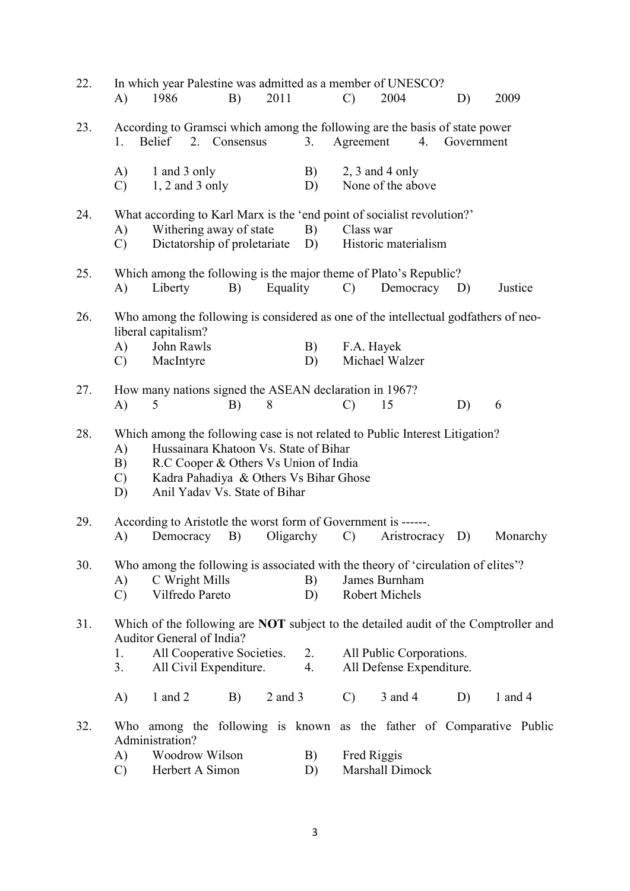22. In which year Palestine was admitted as a member of UNESCO?

    A) 1986 B) 2011 C) 2004 D) 2009

23. According to Gramsci which among the following are the basis of state power

    1. Belief 2. Consensus 3. Agreement 4. Government

    A) 1 and 3 only B) 2, 3 and 4 only
    C) 1, 2 and 3 only D) None of the above

24. What according to Karl Marx is the 'end point of socialist revolution?'

    A) Withering away of state B) Class war
    C) Dictatorship of proletariate D) Historic materialism

25. Which among the following is the major theme of Plato's Republic?

    A) Liberty B) Equality C) Democracy D) Justice

26. Who among the following is considered as one of the intellectual godfathers of neo-liberal capitalism?

    A) John Rawls B) F.A. Hayek
    C) MacIntyre D) Michael Walzer

27. How many nations signed the ASEAN declaration in 1967?

    A) 5 B) 8 C) 15 D) 6

28. Which among the following case is not related to Public Interest Litigation?

    A) Hussainara Khatoon Vs. State of Bihar
    B) R.C Cooper & Others Vs Union of India
    C) Kadra Pahadiya & Others Vs Bihar Ghose
    D) Anil Yadav Vs. State of Bihar

29. According to Aristotle the worst form of Government is ------.

    A) Democracy B) Oligarchy C) Aristocracy D) Monarchy

30. Who among the following is associated with the theory of 'circulation of elites'?

    A) C Wright Mills B) James Burnham
    C) Vilfredo Pareto D) Robert Michels

31. Which of the following are **NOT** subject to the detailed audit of the Comptroller and Auditor General of India?

    1. All Cooperative Societies. 2. All Public Corporations.
    3. All Civil Expenditure. 4. All Defense Expenditure.

    A) 1 and 2 B) 2 and 3 C) 3 and 4 D) 1 and 4

32. Who among the following is known as the father of Comparative Public Administration?

    A) Woodrow Wilson B) Fred Riggis
    C) Herbert A Simon D) Marshall Dimock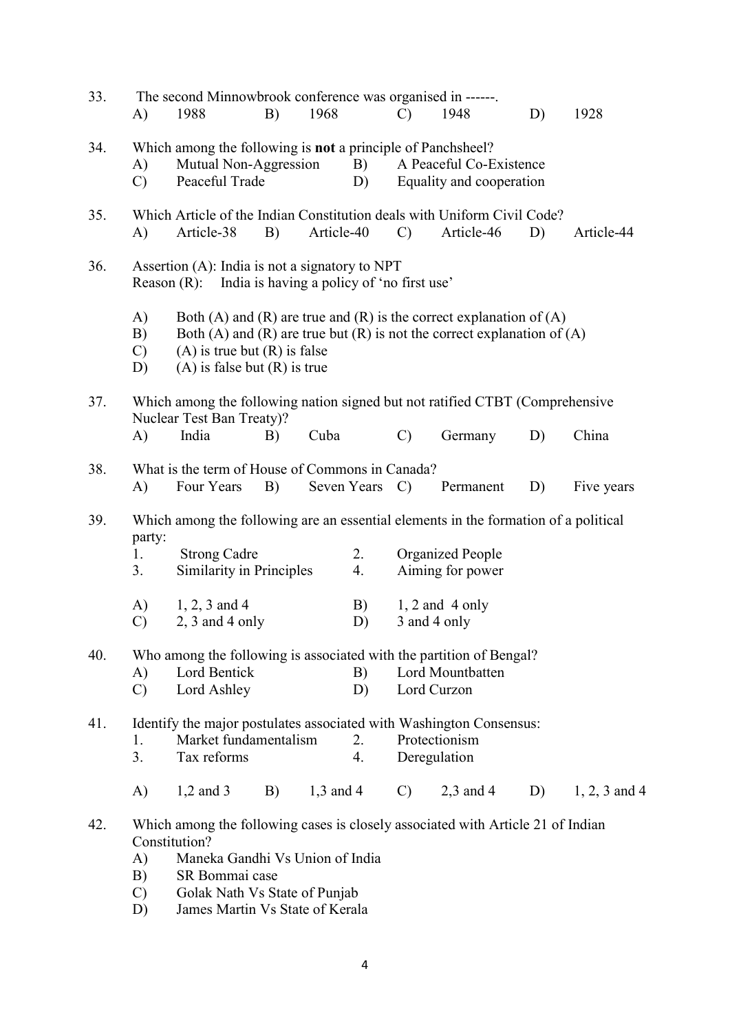33. The second Minnowbrook conference was organised in ------.

A) 1988 B) 1968 C) 1948 D) 1928

34. Which among the following is **not** a principle of Panchsheel?

A) Mutual Non-Aggression B) A Peaceful Co-Existence
C) Peaceful Trade D) Equality and cooperation

35. Which Article of the Indian Constitution deals with Uniform Civil Code?

A) Article-38 B) Article-40 C) Article-46 D) Article-44

36. Assertion (A): India is not a signatory to NPT
Reason (R): India is having a policy of 'no first use'

A) Both (A) and (R) are true and (R) is the correct explanation of (A)
B) Both (A) and (R) are true but (R) is not the correct explanation of (A)
C) (A) is true but (R) is false
D) (A) is false but (R) is true

37. Which among the following nation signed but not ratified CTBT (Comprehensive Nuclear Test Ban Treaty)?

A) India B) Cuba C) Germany D) China

38. What is the term of House of Commons in Canada?

A) Four Years B) Seven Years C) Permanent D) Five years

39. Which among the following are an essential elements in the formation of a political party:

1. Strong Cadre 2. Organized People
3. Similarity in Principles 4. Aiming for power

A) 1, 2, 3 and 4 B) 1, 2 and 4 only
C) 2, 3 and 4 only D) 3 and 4 only

40. Who among the following is associated with the partition of Bengal?

A) Lord Bentick B) Lord Mountbatten
C) Lord Ashley D) Lord Curzon

41. Identify the major postulates associated with Washington Consensus:

1. Market fundamentalism 2. Protectionism
3. Tax reforms 4. Deregulation

A) 1,2 and 3 B) 1,3 and 4 C) 2,3 and 4 D) 1, 2, 3 and 4

42. Which among the following cases is closely associated with Article 21 of Indian Constitution?

A) Maneka Gandhi Vs Union of India
B) SR Bommai case
C) Golak Nath Vs State of Punjab
D) James Martin Vs State of Kerala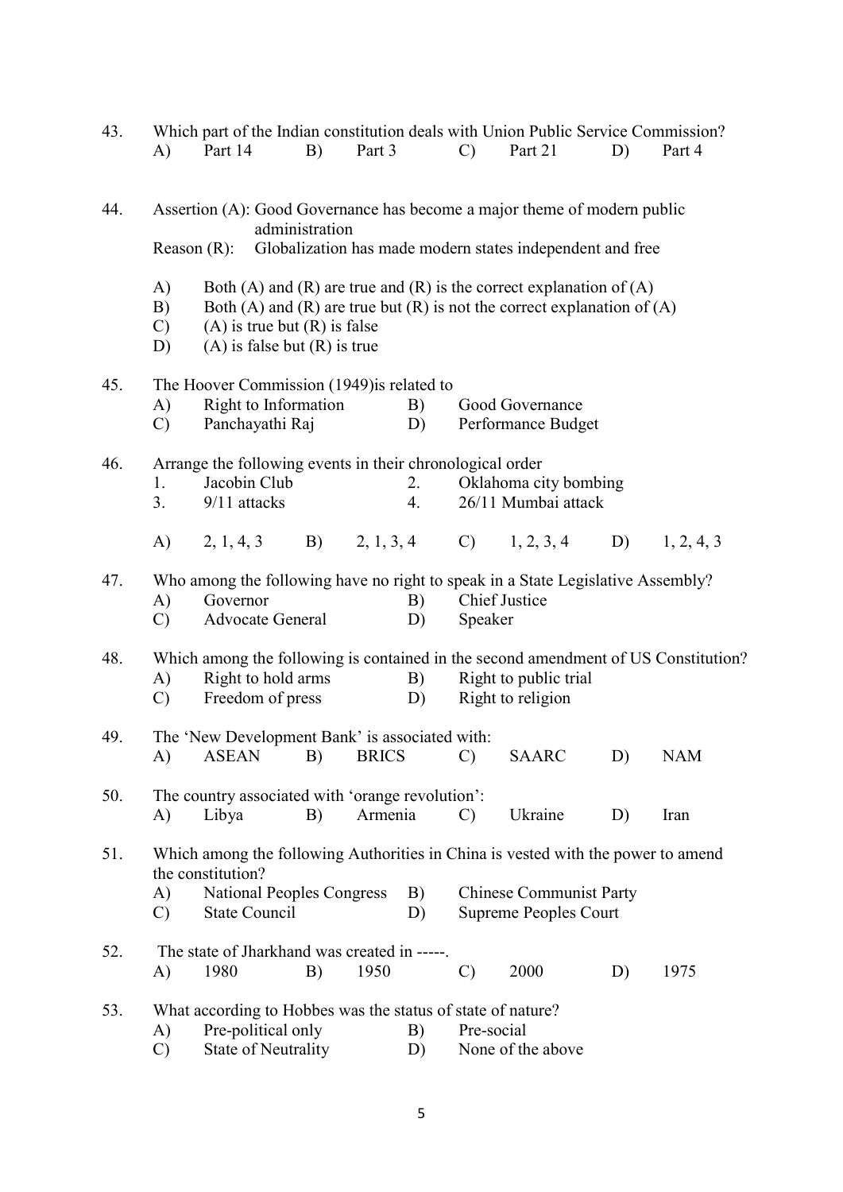43. Which part of the Indian constitution deals with Union Public Service Commission?

A) Part 14 B) Part 3 C) Part 21 D) Part 4

44. Assertion (A): Good Governance has become a major theme of modern public administration

Reason (R): Globalization has made modern states independent and free

A) Both (A) and (R) are true and (R) is the correct explanation of (A)
B) Both (A) and (R) are true but (R) is not the correct explanation of (A)
C) (A) is true but (R) is false
D) (A) is false but (R) is true

45. The Hoover Commission (1949)is related to

A) Right to Information B) Good Governance
C) Panchayathi Raj D) Performance Budget

46. Arrange the following events in their chronological order

1. Jacobin Club 2. Oklahoma city bombing
3. 9/11 attacks 4. 26/11 Mumbai attack

A) 2, 1, 4, 3 B) 2, 1, 3, 4 C) 1, 2, 3, 4 D) 1, 2, 4, 3

47. Who among the following have no right to speak in a State Legislative Assembly?

A) Governor B) Chief Justice
C) Advocate General D) Speaker

48. Which among the following is contained in the second amendment of US Constitution?

A) Right to hold arms B) Right to public trial
C) Freedom of press D) Right to religion

49. The 'New Development Bank' is associated with:

A) ASEAN B) BRICS C) SAARC D) NAM

50. The country associated with 'orange revolution':

A) Libya B) Armenia C) Ukraine D) Iran

51. Which among the following Authorities in China is vested with the power to amend the constitution?

A) National Peoples Congress B) Chinese Communist Party
C) State Council D) Supreme Peoples Court

52. The state of Jharkhand was created in -----.

A) 1980 B) 1950 C) 2000 D) 1975

53. What according to Hobbes was the status of state of nature?

A) Pre-political only B) Pre-social
C) State of Neutrality D) None of the above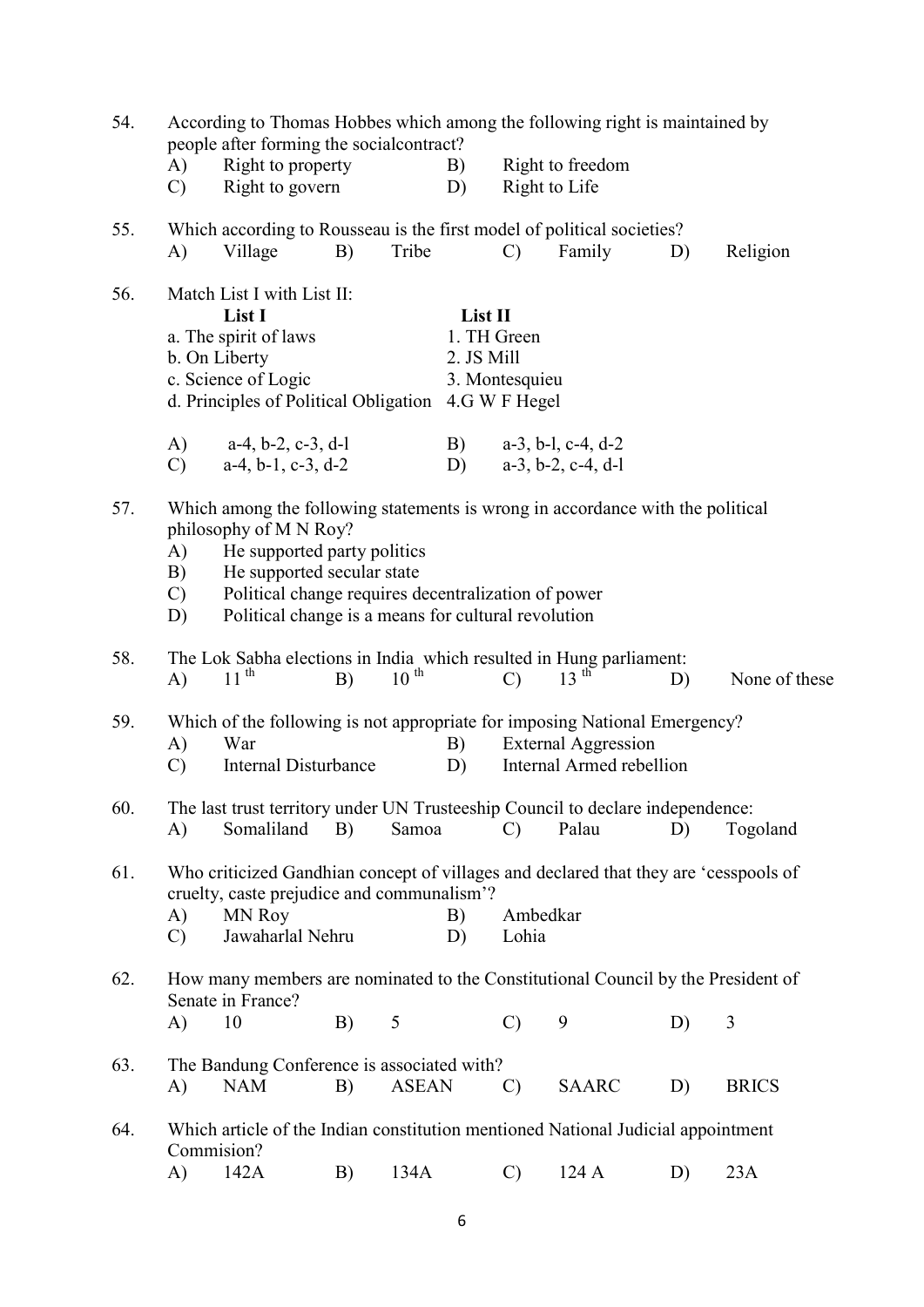54. According to Thomas Hobbes which among the following right is maintained by people after forming the socialcontract?

A) Right to property
B) Right to freedom
C) Right to govern
D) Right to Life

55. Which according to Rousseau is the first model of political societies?

A) Village
B) Tribe
C) Family
D) Religion

56. Match List I with List II:

| List I | List II |
|---|---|
| a. The spirit of laws | 1. TH Green |
| b. On Liberty | 2. JS Mill |
| c. Science of Logic | 3. Montesquieu |
| d. Principles of Political Obligation | 4.G W F Hegel |

A) a-4, b-2, c-3, d-l
B) a-3, b-l, c-4, d-2
C) a-4, b-1, c-3, d-2
D) a-3, b-2, c-4, d-l

57. Which among the following statements is wrong in accordance with the political philosophy of M N Roy?

A) He supported party politics
B) He supported secular state
C) Political change requires decentralization of power
D) Political change is a means for cultural revolution

58. The Lok Sabha elections in India which resulted in Hung parliament:

A) 11 th
B) 10 th
C) 13 th
D) None of these

59. Which of the following is not appropriate for imposing National Emergency?

A) War
B) External Aggression
C) Internal Disturbance
D) Internal Armed rebellion

60. The last trust territory under UN Trusteeship Council to declare independence:

A) Somaliland
B) Samoa
C) Palau
D) Togoland

61. Who criticized Gandhian concept of villages and declared that they are 'cesspools of cruelty, caste prejudice and communalism'?

A) MN Roy
B) Ambedkar
C) Jawaharlal Nehru
D) Lohia

62. How many members are nominated to the Constitutional Council by the President of Senate in France?

A) 10
B) 5
C) 9
D) 3

63. The Bandung Conference is associated with?

A) NAM
B) ASEAN
C) SAARC
D) BRICS

64. Which article of the Indian constitution mentioned National Judicial appointment Commision?

A) 142A
B) 134A
C) 124 A
D) 23A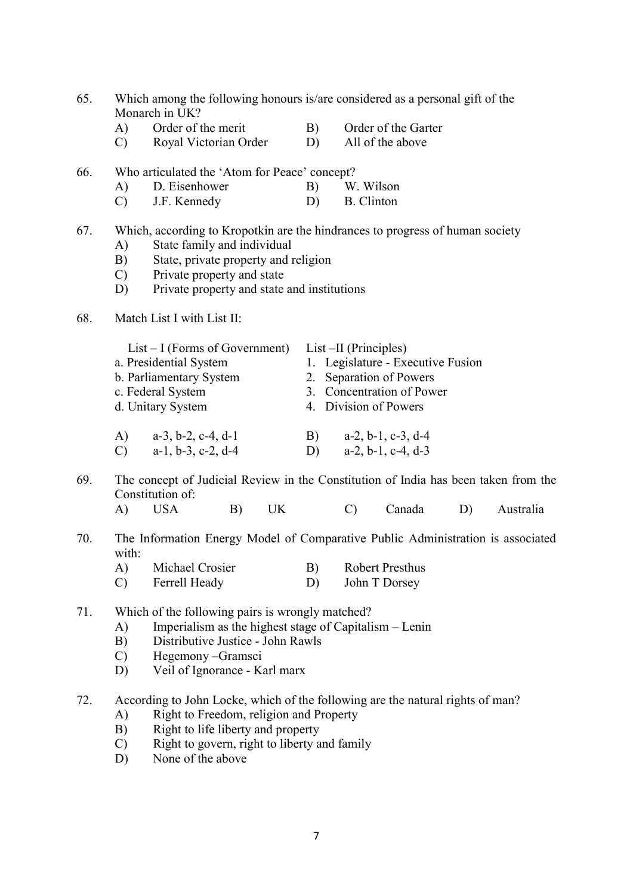65. Which among the following honours is/are considered as a personal gift of the Monarch in UK?
   - A) Order of the merit
   - B) Order of the Garter
   - C) Royal Victorian Order
   - D) All of the above

66. Who articulated the 'Atom for Peace' concept?
   - A) D. Eisenhower
   - B) W. Wilson
   - C) J.F. Kennedy
   - D) B. Clinton

67. Which, according to Kropotkin are the hindrances to progress of human society
   - A) State family and individual
   - B) State, private property and religion
   - C) Private property and state
   - D) Private property and state and institutions

68. Match List I with List II:

| List – I (Forms of Government) | List –II (Principles) |
|---|---|
| a. Presidential System | 1. Legislature - Executive Fusion |
| b. Parliamentary System | 2. Separation of Powers |
| c. Federal System | 3. Concentration of Power |
| d. Unitary System | 4. Division of Powers |

   - A) a-3, b-2, c-4, d-1
   - B) a-2, b-1, c-3, d-4
   - C) a-1, b-3, c-2, d-4
   - D) a-2, b-1, c-4, d-3

69. The concept of Judicial Review in the Constitution of India has been taken from the Constitution of:
   - A) USA
   - B) UK
   - C) Canada
   - D) Australia

70. The Information Energy Model of Comparative Public Administration is associated with:
   - A) Michael Crosier
   - B) Robert Presthus
   - C) Ferrell Heady
   - D) John T Dorsey

71. Which of the following pairs is wrongly matched?
   - A) Imperialism as the highest stage of Capitalism – Lenin
   - B) Distributive Justice - John Rawls
   - C) Hegemony –Gramsci
   - D) Veil of Ignorance - Karl marx

72. According to John Locke, which of the following are the natural rights of man?
   - A) Right to Freedom, religion and Property
   - B) Right to life liberty and property
   - C) Right to govern, right to liberty and family
   - D) None of the above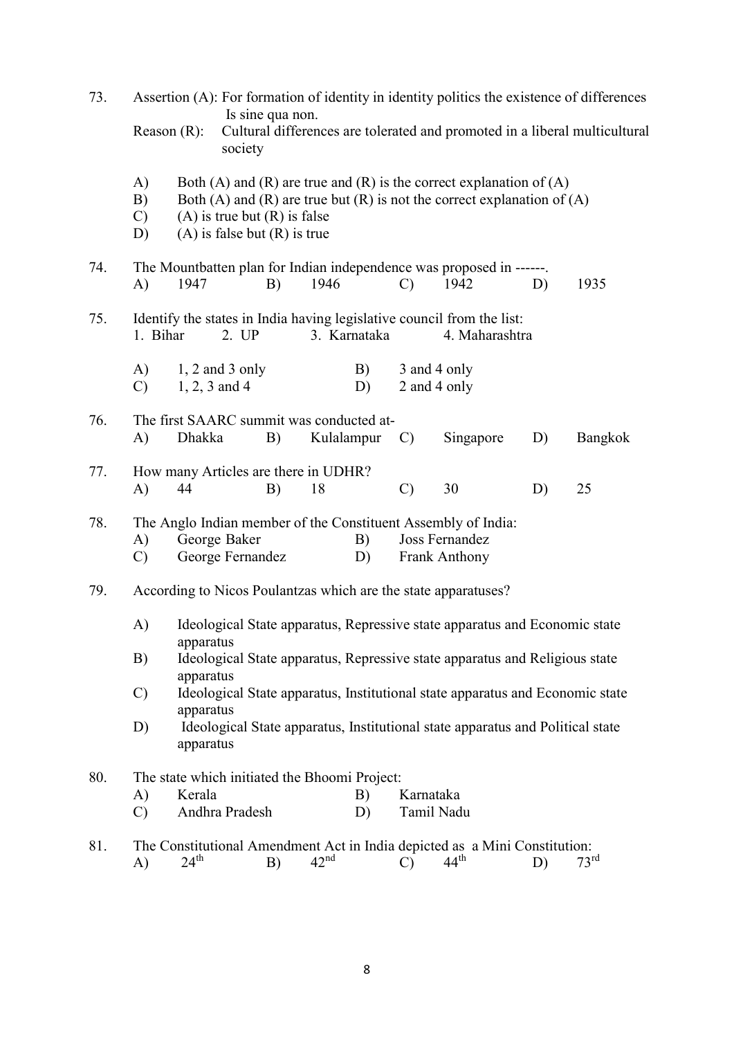73. Assertion (A): For formation of identity in identity politics the existence of differences Is sine qua non.

Reason (R): Cultural differences are tolerated and promoted in a liberal multicultural society

A) Both (A) and (R) are true and (R) is the correct explanation of (A)
B) Both (A) and (R) are true but (R) is not the correct explanation of (A)
C) (A) is true but (R) is false
D) (A) is false but (R) is true

74. The Mountbatten plan for Indian independence was proposed in ------.

A) 1947 B) 1946 C) 1942 D) 1935

75. Identify the states in India having legislative council from the list:

1. Bihar 2. UP 3. Karnataka 4. Maharashtra

A) 1, 2 and 3 only B) 3 and 4 only
C) 1, 2, 3 and 4 D) 2 and 4 only

76. The first SAARC summit was conducted at-

A) Dhakka B) Kulalampur C) Singapore D) Bangkok

77. How many Articles are there in UDHR?

A) 44 B) 18 C) 30 D) 25

78. The Anglo Indian member of the Constituent Assembly of India:

A) George Baker B) Joss Fernandez
C) George Fernandez D) Frank Anthony

79. According to Nicos Poulantzas which are the state apparatuses?

A) Ideological State apparatus, Repressive state apparatus and Economic state apparatus
B) Ideological State apparatus, Repressive state apparatus and Religious state apparatus
C) Ideological State apparatus, Institutional state apparatus and Economic state apparatus
D) Ideological State apparatus, Institutional state apparatus and Political state apparatus

80. The state which initiated the Bhoomi Project:

A) Kerala B) Karnataka
C) Andhra Pradesh D) Tamil Nadu

81. The Constitutional Amendment Act in India depicted as a Mini Constitution:

A) 24th B) 42nd C) 44th D) 73rd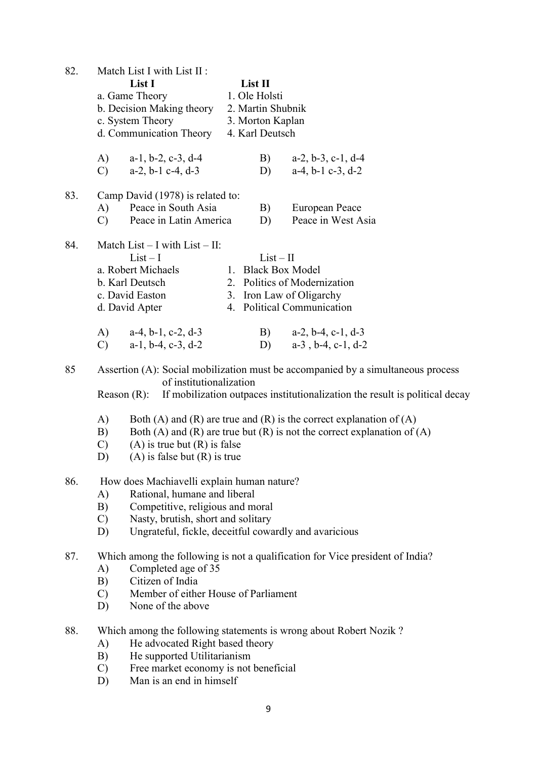82. Match List I with List II :

| List I | List II |
|---|---|
| a. Game Theory | 1. Ole Holsti |
| b. Decision Making theory | 2. Martin Shubnik |
| c. System Theory | 3. Morton Kaplan |
| d. Communication Theory | 4. Karl Deutsch |

A) a-1, b-2, c-3, d-4 B) a-2, b-3, c-1, d-4
C) a-2, b-1 c-4, d-3 D) a-4, b-1 c-3, d-2

83. Camp David (1978) is related to:
A) Peace in South Asia B) European Peace
C) Peace in Latin America D) Peace in West Asia

84. Match List – I with List – II:

| List – I | List – II |
|---|---|
| a. Robert Michaels | 1. Black Box Model |
| b. Karl Deutsch | 2. Politics of Modernization |
| c. David Easton | 3. Iron Law of Oligarchy |
| d. David Apter | 4. Political Communication |

A) a-4, b-1, c-2, d-3 B) a-2, b-4, c-1, d-3
C) a-1, b-4, c-3, d-2 D) a-3 , b-4, c-1, d-2

85 Assertion (A): Social mobilization must be accompanied by a simultaneous process of institutionalization
Reason (R): If mobilization outpaces institutionalization the result is political decay

A) Both (A) and (R) are true and (R) is the correct explanation of (A)
B) Both (A) and (R) are true but (R) is not the correct explanation of (A)
C) (A) is true but (R) is false
D) (A) is false but (R) is true

86. How does Machiavelli explain human nature?
A) Rational, humane and liberal
B) Competitive, religious and moral
C) Nasty, brutish, short and solitary
D) Ungrateful, fickle, deceitful cowardly and avaricious

87. Which among the following is not a qualification for Vice president of India?
A) Completed age of 35
B) Citizen of India
C) Member of either House of Parliament
D) None of the above

88. Which among the following statements is wrong about Robert Nozik ?
A) He advocated Right based theory
B) He supported Utilitarianism
C) Free market economy is not beneficial
D) Man is an end in himself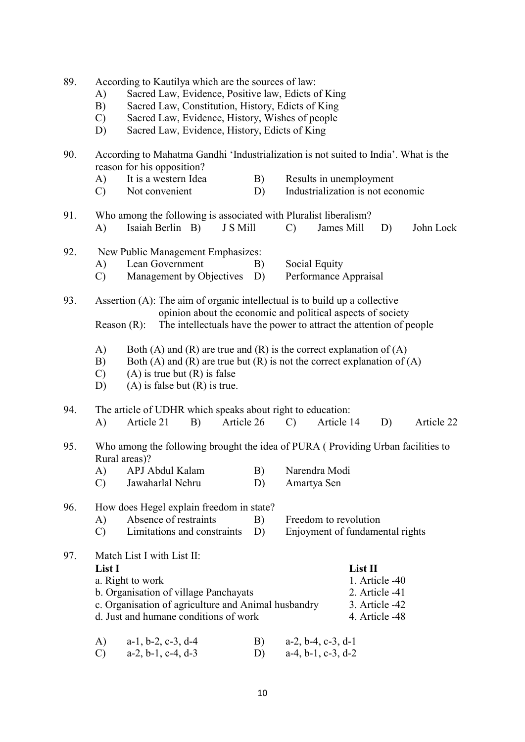89. According to Kautilya which are the sources of law:
   - A) Sacred Law, Evidence, Positive law, Edicts of King
   - B) Sacred Law, Constitution, History, Edicts of King
   - C) Sacred Law, Evidence, History, Wishes of people
   - D) Sacred Law, Evidence, History, Edicts of King

90. According to Mahatma Gandhi 'Industrialization is not suited to India'. What is the reason for his opposition?
   - A) It is a western Idea
   - B) Results in unemployment
   - C) Not convenient
   - D) Industrialization is not economic

91. Who among the following is associated with Pluralist liberalism?
   - A) Isaiah Berlin
   - B) J S Mill
   - C) James Mill
   - D) John Lock

92. New Public Management Emphasizes:
   - A) Lean Government
   - B) Social Equity
   - C) Management by Objectives
   - D) Performance Appraisal

93. Assertion (A): The aim of organic intellectual is to build up a collective opinion about the economic and political aspects of society

    Reason (R): The intellectuals have the power to attract the attention of people

   - A) Both (A) and (R) are true and (R) is the correct explanation of (A)
   - B) Both (A) and (R) are true but (R) is not the correct explanation of (A)
   - C) (A) is true but (R) is false
   - D) (A) is false but (R) is true.

94. The article of UDHR which speaks about right to education:
   - A) Article 21
   - B) Article 26
   - C) Article 14
   - D) Article 22

95. Who among the following brought the idea of PURA ( Providing Urban facilities to Rural areas)?
   - A) APJ Abdul Kalam
   - B) Narendra Modi
   - C) Jawaharlal Nehru
   - D) Amartya Sen

96. How does Hegel explain freedom in state?
   - A) Absence of restraints
   - B) Freedom to revolution
   - C) Limitations and constraints
   - D) Enjoyment of fundamental rights

97. Match List I with List II:

| List I | List II |
|---|---|
| a. Right to work | 1. Article -40 |
| b. Organisation of village Panchayats | 2. Article -41 |
| c. Organisation of agriculture and Animal husbandry | 3. Article -42 |
| d. Just and humane conditions of work | 4. Article -48 |

   - A) a-1, b-2, c-3, d-4
   - B) a-2, b-4, c-3, d-1
   - C) a-2, b-1, c-4, d-3
   - D) a-4, b-1, c-3, d-2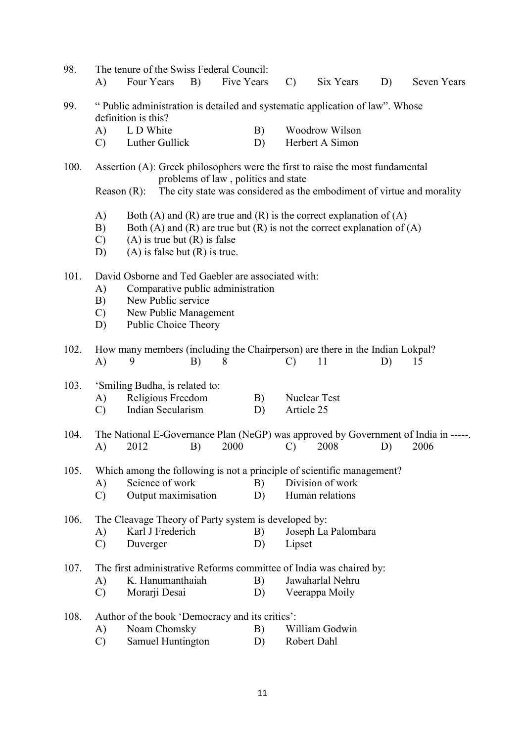98. The tenure of the Swiss Federal Council:

A) Four Years B) Five Years C) Six Years D) Seven Years

99. " Public administration is detailed and systematic application of law". Whose definition is this?

A) L D White B) Woodrow Wilson
C) Luther Gullick D) Herbert A Simon

100. Assertion (A): Greek philosophers were the first to raise the most fundamental problems of law , politics and state

Reason (R): The city state was considered as the embodiment of virtue and morality

A) Both (A) and (R) are true and (R) is the correct explanation of (A)
B) Both (A) and (R) are true but (R) is not the correct explanation of (A)
C) (A) is true but (R) is false
D) (A) is false but (R) is true.

101. David Osborne and Ted Gaebler are associated with:

A) Comparative public administration
B) New Public service
C) New Public Management
D) Public Choice Theory

102. How many members (including the Chairperson) are there in the Indian Lokpal?

A) 9 B) 8 C) 11 D) 15

103. 'Smiling Budha, is related to:

A) Religious Freedom B) Nuclear Test
C) Indian Secularism D) Article 25

104. The National E-Governance Plan (NeGP) was approved by Government of India in -----.

A) 2012 B) 2000 C) 2008 D) 2006

105. Which among the following is not a principle of scientific management?

A) Science of work B) Division of work
C) Output maximisation D) Human relations

106. The Cleavage Theory of Party system is developed by:

A) Karl J Frederich B) Joseph La Palombara
C) Duverger D) Lipset

107. The first administrative Reforms committee of India was chaired by:

A) K. Hanumanthaiah B) Jawaharlal Nehru
C) Morarji Desai D) Veerappa Moily

108. Author of the book 'Democracy and its critics':

A) Noam Chomsky B) William Godwin
C) Samuel Huntington D) Robert Dahl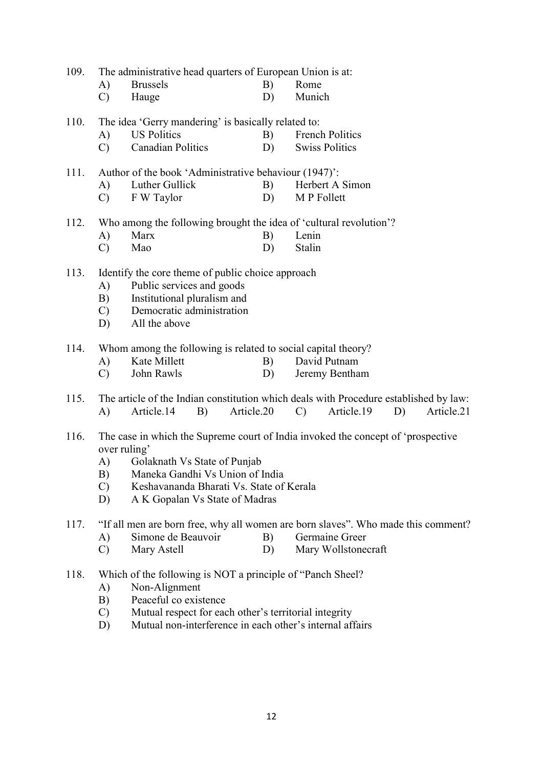109. The administrative head quarters of European Union is at:
   - A) Brussels
   - B) Rome
   - C) Hauge
   - D) Munich

110. The idea 'Gerry mandering' is basically related to:
   - A) US Politics
   - B) French Politics
   - C) Canadian Politics
   - D) Swiss Politics

111. Author of the book 'Administrative behaviour (1947)':
   - A) Luther Gullick
   - B) Herbert A Simon
   - C) F W Taylor
   - D) M P Follett

112. Who among the following brought the idea of 'cultural revolution'?
   - A) Marx
   - B) Lenin
   - C) Mao
   - D) Stalin

113. Identify the core theme of public choice approach
   - A) Public services and goods
   - B) Institutional pluralism and
   - C) Democratic administration
   - D) All the above

114. Whom among the following is related to social capital theory?
   - A) Kate Millett
   - B) David Putnam
   - C) John Rawls
   - D) Jeremy Bentham

115. The article of the Indian constitution which deals with Procedure established by law:
   - A) Article.14
   - B) Article.20
   - C) Article.19
   - D) Article.21

116. The case in which the Supreme court of India invoked the concept of 'prospective over ruling'
   - A) Golaknath Vs State of Punjab
   - B) Maneka Gandhi Vs Union of India
   - C) Keshavananda Bharati Vs. State of Kerala
   - D) A K Gopalan Vs State of Madras

117. "If all men are born free, why all women are born slaves". Who made this comment?
   - A) Simone de Beauvoir
   - B) Germaine Greer
   - C) Mary Astell
   - D) Mary Wollstonecraft

118. Which of the following is NOT a principle of "Panch Sheel?
   - A) Non-Alignment
   - B) Peaceful co existence
   - C) Mutual respect for each other's territorial integrity
   - D) Mutual non-interference in each other's internal affairs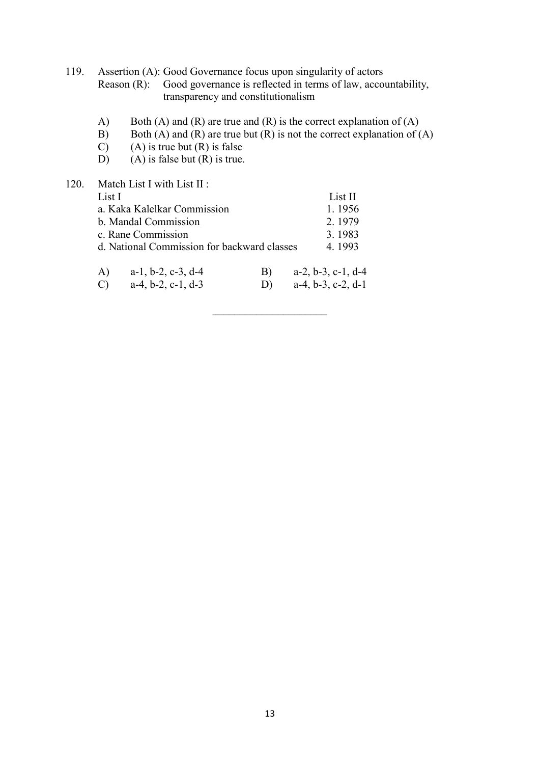119. Assertion (A): Good Governance focus upon singularity of actors
Reason (R): Good governance is reflected in terms of law, accountability, transparency and constitutionalism

- A) Both (A) and (R) are true and (R) is the correct explanation of (A)
- B) Both (A) and (R) are true but (R) is not the correct explanation of (A)
- C) (A) is true but (R) is false
- D) (A) is false but (R) is true.

120. Match List I with List II :

| List I | List II |
|---|---|
| a. Kaka Kalelkar Commission | 1. 1956 |
| b. Mandal Commission | 2. 1979 |
| c. Rane Commission | 3. 1983 |
| d. National Commission for backward classes | 4. 1993 |

- A) a-1, b-2, c-3, d-4
- B) a-2, b-3, c-1, d-4
- C) a-4, b-2, c-1, d-3
- D) a-4, b-3, c-2, d-1